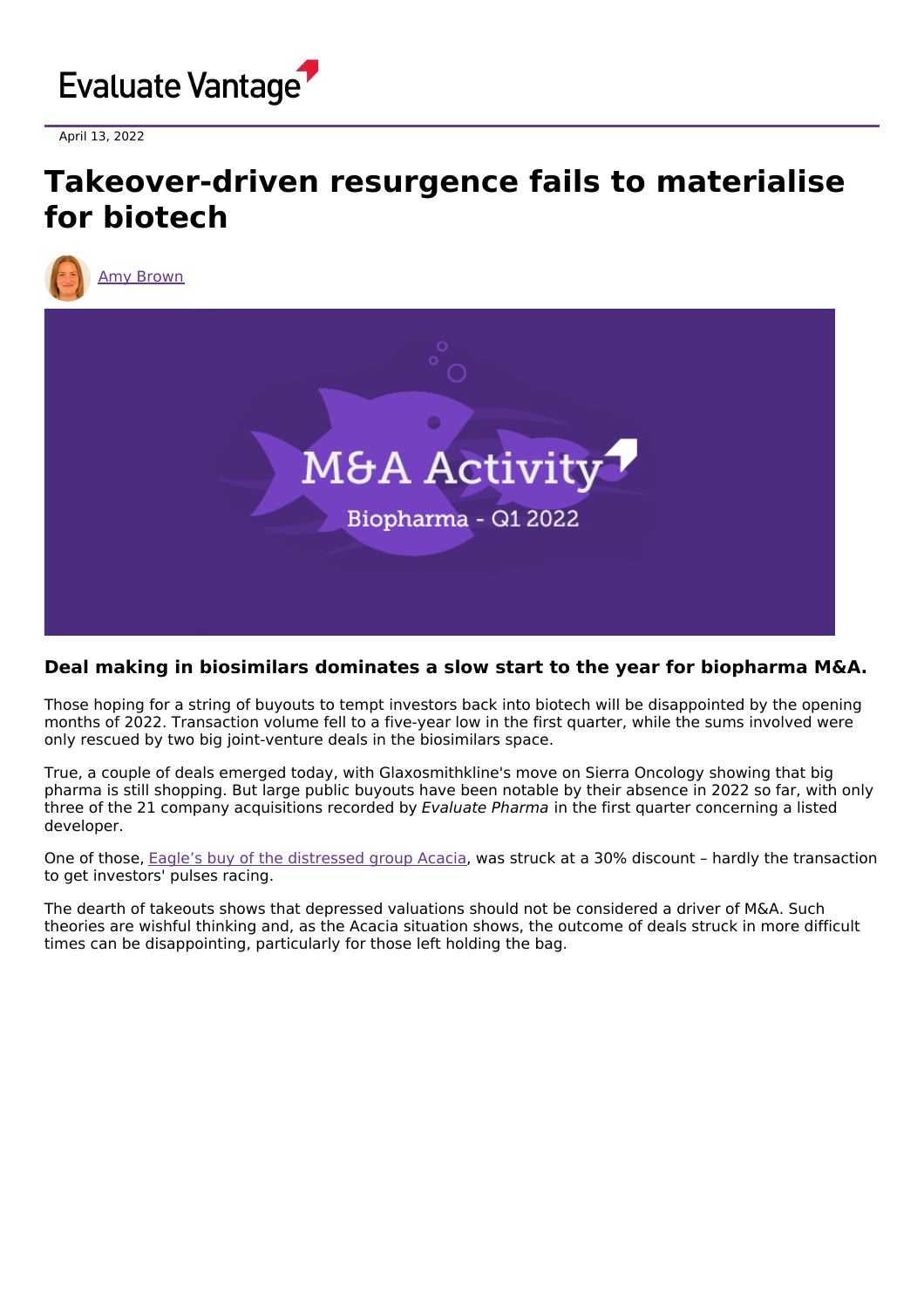Evaluate Vantage

April 13, 2022

# Takeover-driven resurgence fails to materialise for biotech

Amy Brown

### Deal making in biosimilars dominates a slow start to the year for biopharma M&A.

Those hoping for a string of buyouts to tempt investors back into biotech will be disappointed by the opening months of 2022. Transaction volume fell to a five-year low in the first quarter, while the sums involved were only rescued by two big joint-venture deals in the biosimilars space.

True, a couple of deals emerged today, with Glaxosmithkline's move on Sierra Oncology showing that big pharma is still shopping. But large public buyouts have been notable by their absence in 2022 so far, with only three of the 21 company acquisitions recorded by *Evaluate Pharma* in the first quarter concerning a listed developer.

One of those, Eagle's buy of the distressed group Acacia, was struck at a 30% discount – hardly the transaction to get investors' pulses racing.

The dearth of takeouts shows that depressed valuations should not be considered a driver of M&A. Such theories are wishful thinking and, as the Acacia situation shows, the outcome of deals struck in more difficult times can be disappointing, particularly for those left holding the bag.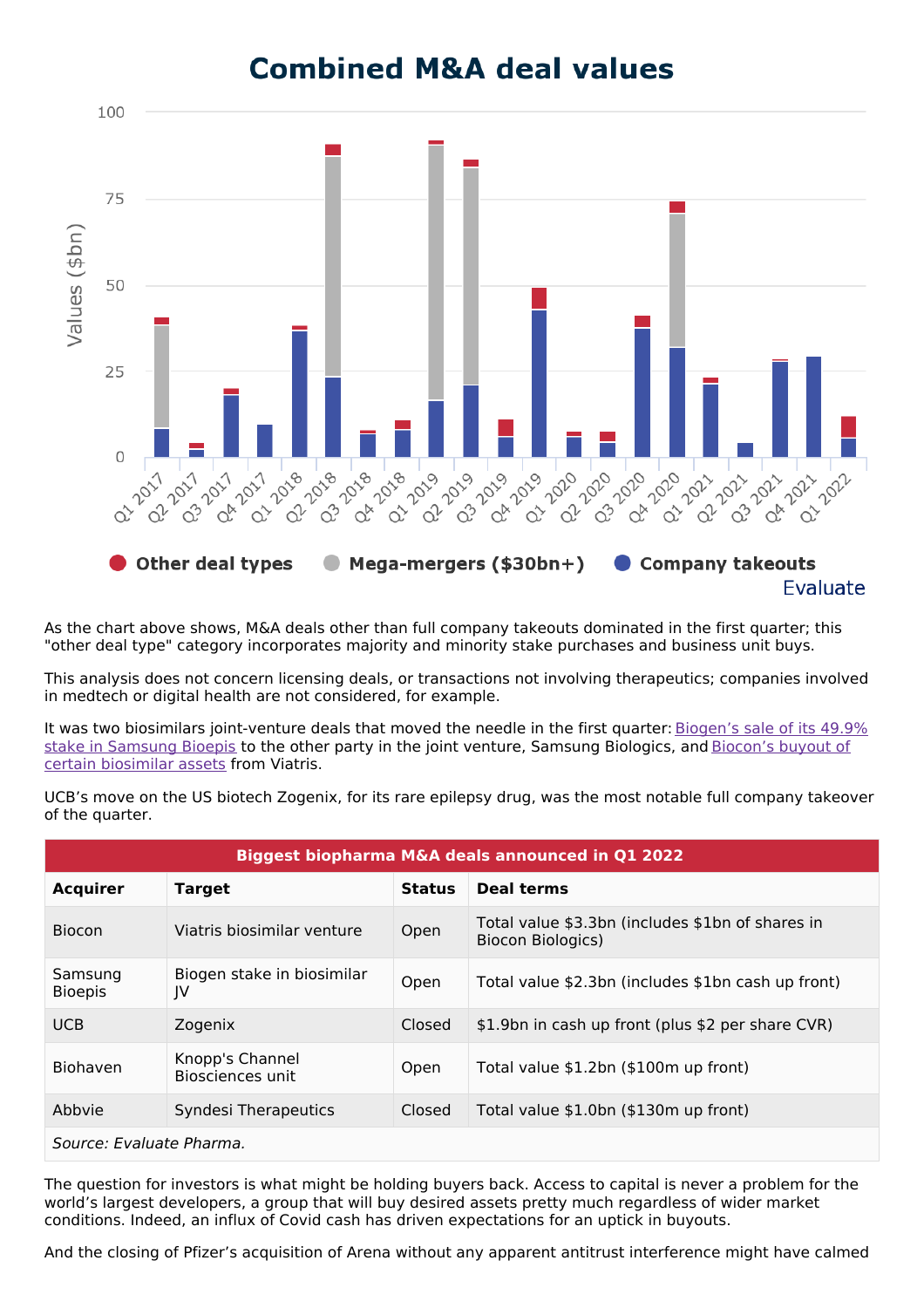## Combined M&A deal values

Values ($bn)

Other deal types · Mega-mergers ($30bn+) · Company takeouts

Evaluate

As the chart above shows, M&A deals other than full company takeouts dominated in the first quarter; this "other deal type" category incorporates majority and minority stake purchases and business unit buys.

This analysis does not concern licensing deals, or transactions not involving therapeutics; companies involved in medtech or digital health are not considered, for example.

It was two biosimilars joint-venture deals that moved the needle in the first quarter: Biogen's sale of its 49.9% stake in Samsung Bioepis to the other party in the joint venture, Samsung Biologics, and Biocon's buyout of certain biosimilar assets from Viatris.

UCB's move on the US biotech Zogenix, for its rare epilepsy drug, was the most notable full company takeover of the quarter.

| Biggest biopharma M&A deals announced in Q1 2022 | | | |
|---|---|---|---|
| **Acquirer** | **Target** | **Status** | **Deal terms** |
| Biocon | Viatris biosimilar venture | Open | Total value $3.3bn (includes $1bn of shares in Biocon Biologics) |
| Samsung Bioepis | Biogen stake in biosimilar JV | Open | Total value $2.3bn (includes $1bn cash up front) |
| UCB | Zogenix | Closed | $1.9bn in cash up front (plus $2 per share CVR) |
| Biohaven | Knopp's Channel Biosciences unit | Open | Total value $1.2bn ($100m up front) |
| Abbvie | Syndesi Therapeutics | Closed | Total value $1.0bn ($130m up front) |
| *Source: Evaluate Pharma.* | | | |

The question for investors is what might be holding buyers back. Access to capital is never a problem for the world's largest developers, a group that will buy desired assets pretty much regardless of wider market conditions. Indeed, an influx of Covid cash has driven expectations for an uptick in buyouts.

And the closing of Pfizer's acquisition of Arena without any apparent antitrust interference might have calmed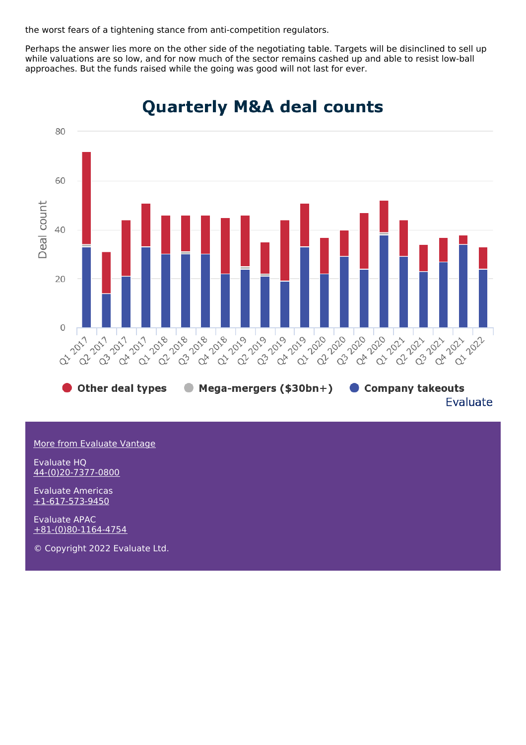the worst fears of a tightening stance from anti-competition regulators.

Perhaps the answer lies more on the other side of the negotiating table. Targets will be disinclined to sell up while valuations are so low, and for now much of the sector remains cashed up and able to resist low-ball approaches. But the funds raised while the going was good will not last for ever.

## Quarterly M&A deal counts

Deal count

80
60
40
20
0

Q1 2017, Q2 2017, Q3 2017, Q4 2017, Q1 2018, Q2 2018, Q3 2018, Q4 2018, Q1 2019, Q2 2019, Q3 2019, Q4 2019, Q1 2020, Q2 2020, Q3 2020, Q4 2020, Q1 2021, Q2 2021, Q3 2021, Q4 2021, Q1 2022

Other deal types
Mega-mergers ($30bn+)
Company takeouts

Evaluate

More from Evaluate Vantage

Evaluate HQ
44-(0)20-7377-0800

Evaluate Americas
+1-617-573-9450

Evaluate APAC
+81-(0)80-1164-4754

© Copyright 2022 Evaluate Ltd.